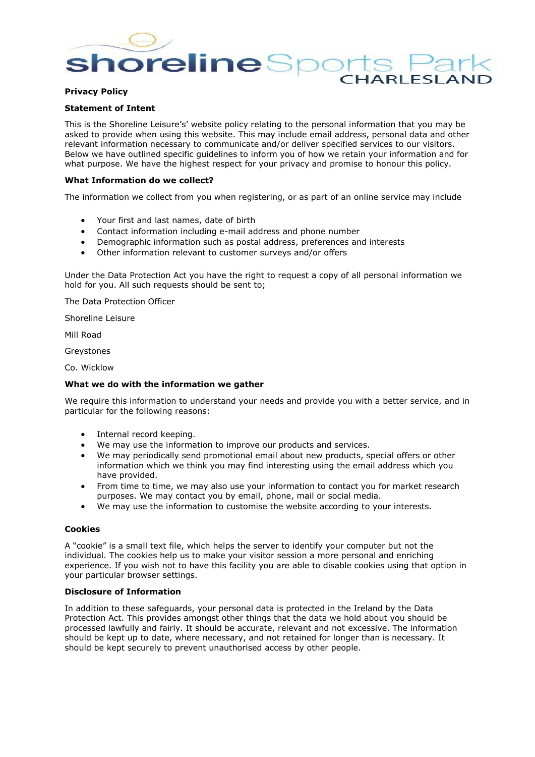# shoreline Sports Park CHARLESLAND

**Privacy Policy**

**Statement of Intent**

This is the Shoreline Leisure's' website policy relating to the personal information that you may be asked to provide when using this website. This may include email address, personal data and other relevant information necessary to communicate and/or deliver specified services to our visitors. Below we have outlined specific guidelines to inform you of how we retain your information and for what purpose. We have the highest respect for your privacy and promise to honour this policy.

**What Information do we collect?**

The information we collect from you when registering, or as part of an online service may include

- Your first and last names, date of birth
- Contact information including e-mail address and phone number
- Demographic information such as postal address, preferences and interests
- Other information relevant to customer surveys and/or offers

Under the Data Protection Act you have the right to request a copy of all personal information we hold for you. All such requests should be sent to;

The Data Protection Officer

Shoreline Leisure

Mill Road

Greystones

Co. Wicklow

**What we do with the information we gather**

We require this information to understand your needs and provide you with a better service, and in particular for the following reasons:

- Internal record keeping.
- We may use the information to improve our products and services.
- We may periodically send promotional email about new products, special offers or other information which we think you may find interesting using the email address which you have provided.
- From time to time, we may also use your information to contact you for market research purposes. We may contact you by email, phone, mail or social media.
- We may use the information to customise the website according to your interests.

**Cookies**

A "cookie" is a small text file, which helps the server to identify your computer but not the individual. The cookies help us to make your visitor session a more personal and enriching experience. If you wish not to have this facility you are able to disable cookies using that option in your particular browser settings.

**Disclosure of Information**

In addition to these safeguards, your personal data is protected in the Ireland by the Data Protection Act. This provides amongst other things that the data we hold about you should be processed lawfully and fairly. It should be accurate, relevant and not excessive. The information should be kept up to date, where necessary, and not retained for longer than is necessary. It should be kept securely to prevent unauthorised access by other people.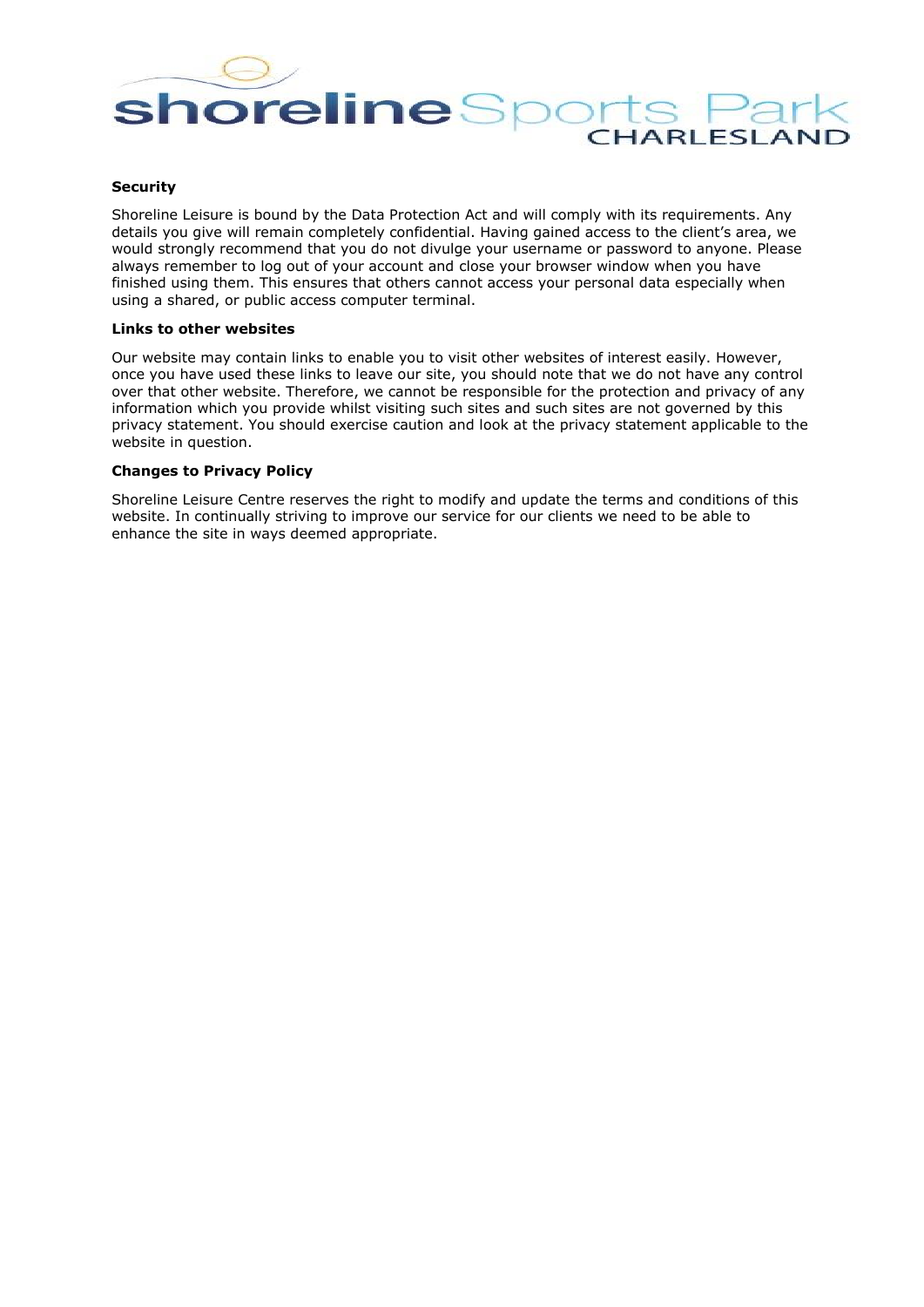**Security**

Shoreline Leisure is bound by the Data Protection Act and will comply with its requirements. Any details you give will remain completely confidential. Having gained access to the client's area, we would strongly recommend that you do not divulge your username or password to anyone. Please always remember to log out of your account and close your browser window when you have finished using them. This ensures that others cannot access your personal data especially when using a shared, or public access computer terminal.

**Links to other websites**

Our website may contain links to enable you to visit other websites of interest easily. However, once you have used these links to leave our site, you should note that we do not have any control over that other website. Therefore, we cannot be responsible for the protection and privacy of any information which you provide whilst visiting such sites and such sites are not governed by this privacy statement. You should exercise caution and look at the privacy statement applicable to the website in question.

**Changes to Privacy Policy**

Shoreline Leisure Centre reserves the right to modify and update the terms and conditions of this website. In continually striving to improve our service for our clients we need to be able to enhance the site in ways deemed appropriate.